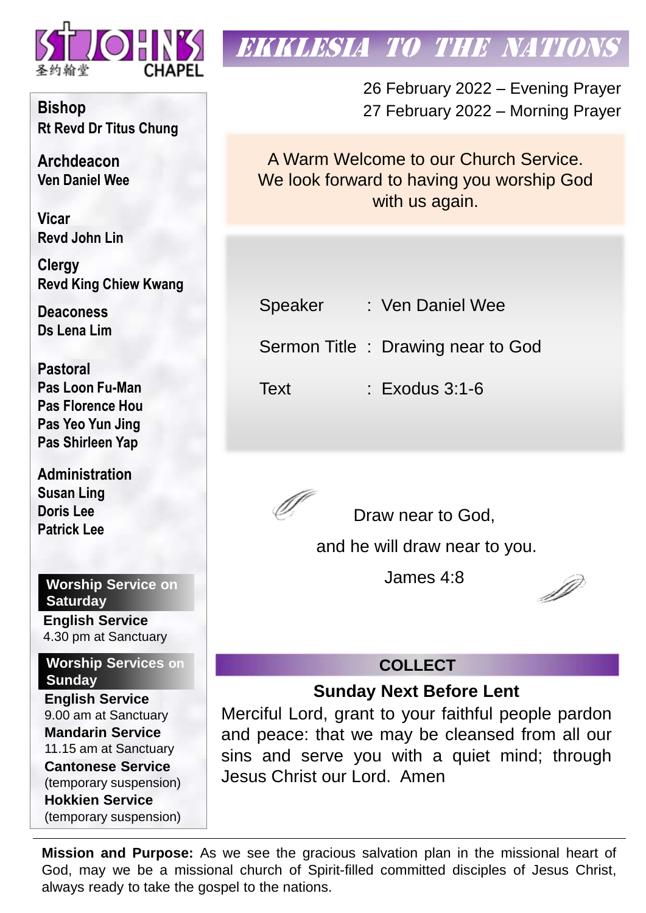ST JOHN'S CHAPEL

圣约翰堂

# EKKLESIA TO THE NATIONS

26 February 2022 – Evening Prayer
27 February 2022 – Morning Prayer

A Warm Welcome to our Church Service. We look forward to having you worship God with us again.

| | | |
|---|---|---|
| Speaker | : | Ven Daniel Wee |
| Sermon Title | : | Drawing near to God |
| Text | : | Exodus 3:1-6 |

Draw near to God,
and he will draw near to you.
James 4:8

## COLLECT

### Sunday Next Before Lent

Merciful Lord, grant to your faithful people pardon and peace: that we may be cleansed from all our sins and serve you with a quiet mind; through Jesus Christ our Lord. Amen

**Bishop**
**Rt Revd Dr Titus Chung**

**Archdeacon**
**Ven Daniel Wee**

**Vicar**
**Revd John Lin**

**Clergy**
**Revd King Chiew Kwang**

**Deaconess**
**Ds Lena Lim**

**Pastoral**
**Pas Loon Fu-Man**
**Pas Florence Hou**
**Pas Yeo Yun Jing**
**Pas Shirleen Yap**

**Administration**
**Susan Ling**
**Doris Lee**
**Patrick Lee**

**Worship Service on Saturday**

**English Service**
4.30 pm at Sanctuary

**Worship Services on Sunday**

**English Service**
9.00 am at Sanctuary
**Mandarin Service**
11.15 am at Sanctuary
**Cantonese Service**
(temporary suspension)
**Hokkien Service**
(temporary suspension)

**Mission and Purpose:** As we see the gracious salvation plan in the missional heart of God, may we be a missional church of Spirit-filled committed disciples of Jesus Christ, always ready to take the gospel to the nations.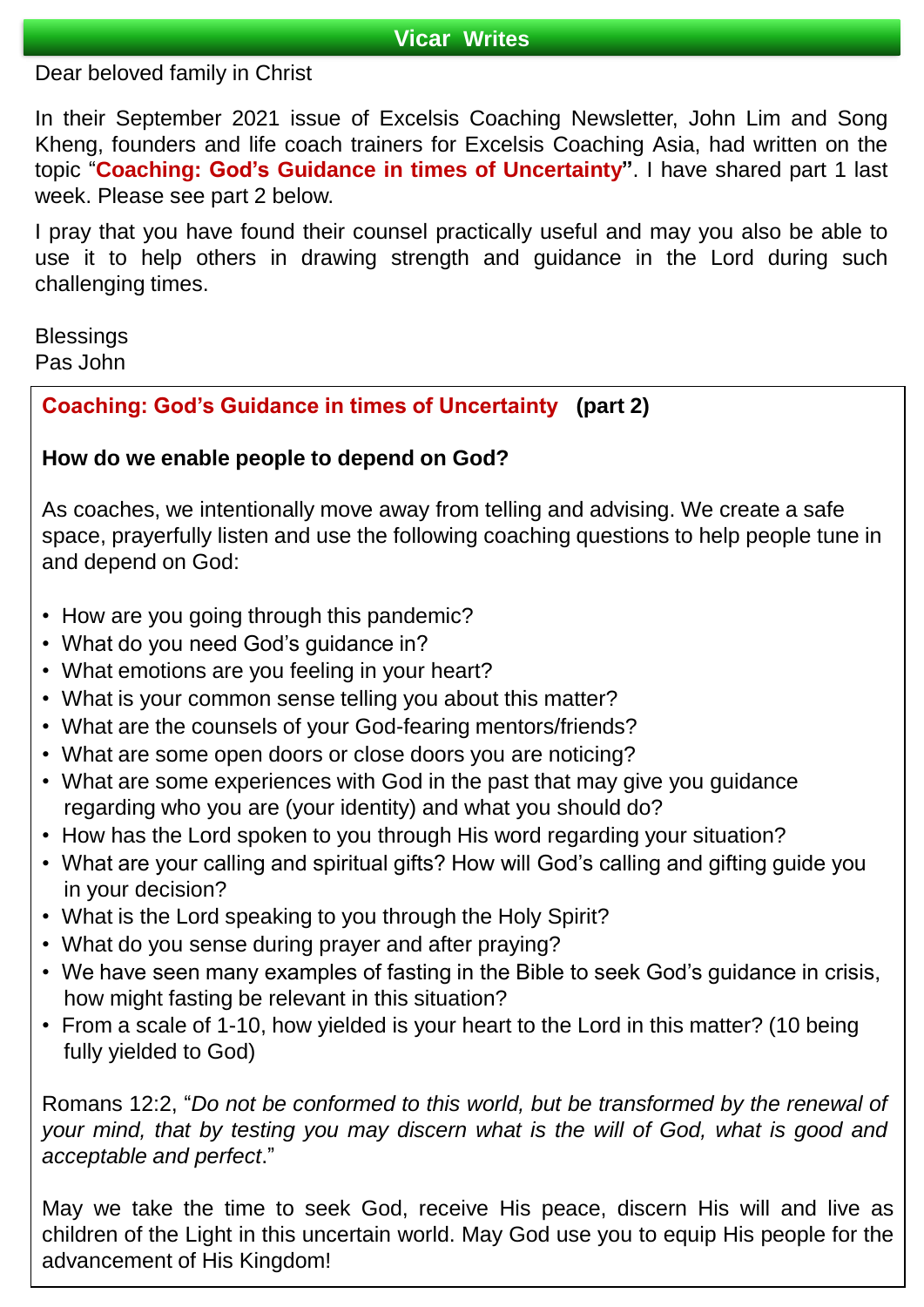## Vicar Writes

Dear beloved family in Christ

In their September 2021 issue of Excelsis Coaching Newsletter, John Lim and Song Kheng, founders and life coach trainers for Excelsis Coaching Asia, had written on the topic "**Coaching: God's Guidance in times of Uncertainty**". I have shared part 1 last week. Please see part 2 below.

I pray that you have found their counsel practically useful and may you also be able to use it to help others in drawing strength and guidance in the Lord during such challenging times.

Blessings
Pas John

### Coaching: God's Guidance in times of Uncertainty (part 2)

**How do we enable people to depend on God?**

As coaches, we intentionally move away from telling and advising. We create a safe space, prayerfully listen and use the following coaching questions to help people tune in and depend on God:

- How are you going through this pandemic?
- What do you need God's guidance in?
- What emotions are you feeling in your heart?
- What is your common sense telling you about this matter?
- What are the counsels of your God-fearing mentors/friends?
- What are some open doors or close doors you are noticing?
- What are some experiences with God in the past that may give you guidance regarding who you are (your identity) and what you should do?
- How has the Lord spoken to you through His word regarding your situation?
- What are your calling and spiritual gifts? How will God's calling and gifting guide you in your decision?
- What is the Lord speaking to you through the Holy Spirit?
- What do you sense during prayer and after praying?
- We have seen many examples of fasting in the Bible to seek God's guidance in crisis, how might fasting be relevant in this situation?
- From a scale of 1-10, how yielded is your heart to the Lord in this matter? (10 being fully yielded to God)

Romans 12:2, "*Do not be conformed to this world, but be transformed by the renewal of your mind, that by testing you may discern what is the will of God, what is good and acceptable and perfect*."

May we take the time to seek God, receive His peace, discern His will and live as children of the Light in this uncertain world. May God use you to equip His people for the advancement of His Kingdom!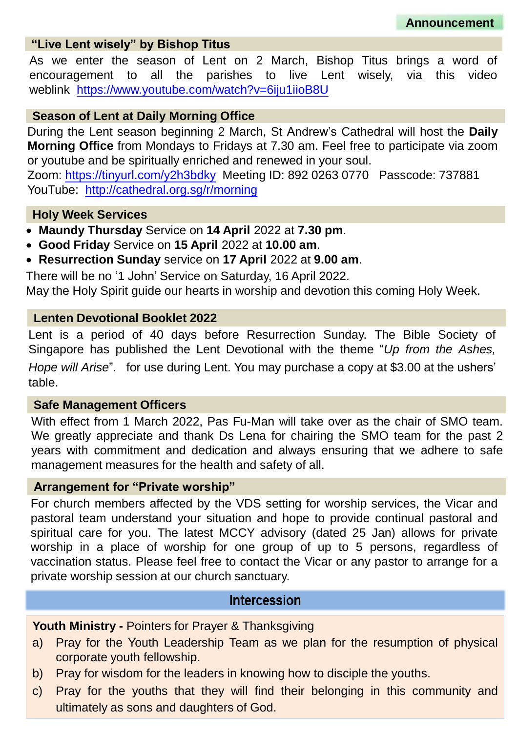## Announcement

### “Live Lent wisely” by Bishop Titus

As we enter the season of Lent on 2 March, Bishop Titus brings a word of encouragement to all the parishes to live Lent wisely, via this video weblink https://www.youtube.com/watch?v=6iju1iioB8U

### Season of Lent at Daily Morning Office

During the Lent season beginning 2 March, St Andrew’s Cathedral will host the **Daily Morning Office** from Mondays to Fridays at 7.30 am. Feel free to participate via zoom or youtube and be spiritually enriched and renewed in your soul.
Zoom: https://tinyurl.com/y2h3bdky Meeting ID: 892 0263 0770 Passcode: 737881
YouTube: http://cathedral.org.sg/r/morning

### Holy Week Services

- **Maundy Thursday** Service on **14 April** 2022 at **7.30 pm**.
- **Good Friday** Service on **15 April** 2022 at **10.00 am**.
- **Resurrection Sunday** service on **17 April** 2022 at **9.00 am**.

There will be no ‘1 John’ Service on Saturday, 16 April 2022.
May the Holy Spirit guide our hearts in worship and devotion this coming Holy Week.

### Lenten Devotional Booklet 2022

Lent is a period of 40 days before Resurrection Sunday. The Bible Society of Singapore has published the Lent Devotional with the theme “*Up from the Ashes, Hope will Arise*”. for use during Lent. You may purchase a copy at $3.00 at the ushers’ table.

### Safe Management Officers

With effect from 1 March 2022, Pas Fu-Man will take over as the chair of SMO team. We greatly appreciate and thank Ds Lena for chairing the SMO team for the past 2 years with commitment and dedication and always ensuring that we adhere to safe management measures for the health and safety of all.

### Arrangement for “Private worship”

For church members affected by the VDS setting for worship services, the Vicar and pastoral team understand your situation and hope to provide continual pastoral and spiritual care for you. The latest MCCY advisory (dated 25 Jan) allows for private worship in a place of worship for one group of up to 5 persons, regardless of vaccination status. Please feel free to contact the Vicar or any pastor to arrange for a private worship session at our church sanctuary.

## Intercession

**Youth Ministry -** Pointers for Prayer & Thanksgiving

a) Pray for the Youth Leadership Team as we plan for the resumption of physical corporate youth fellowship.

b) Pray for wisdom for the leaders in knowing how to disciple the youths.

c) Pray for the youths that they will find their belonging in this community and ultimately as sons and daughters of God.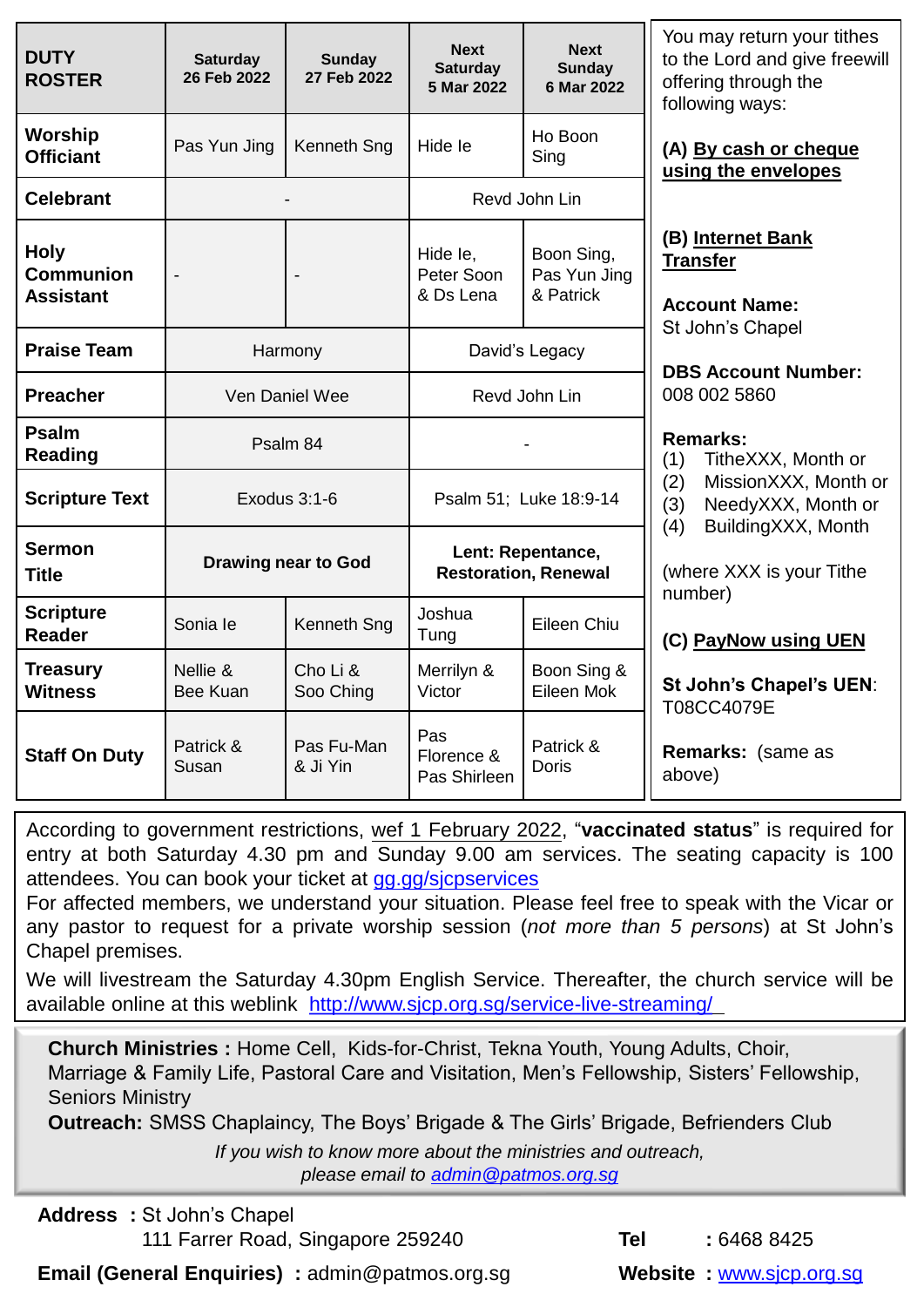| DUTY ROSTER | Saturday 26 Feb 2022 | Sunday 27 Feb 2022 | Next Saturday 5 Mar 2022 | Next Sunday 6 Mar 2022 |
|---|---|---|---|---|
| Worship Officiant | Pas Yun Jing | Kenneth Sng | Hide Ie | Ho Boon Sing |
| Celebrant | - | | Revd John Lin | |
| Holy Communion Assistant | - | - | Hide Ie, Peter Soon & Ds Lena | Boon Sing, Pas Yun Jing & Patrick |
| Praise Team | Harmony | | David's Legacy | |
| Preacher | Ven Daniel Wee | | Revd John Lin | |
| Psalm Reading | Psalm 84 | | - | |
| Scripture Text | Exodus 3:1-6 | | Psalm 51; Luke 18:9-14 | |
| Sermon Title | **Drawing near to God** | | **Lent: Repentance, Restoration, Renewal** | |
| Scripture Reader | Sonia Ie | Kenneth Sng | Joshua Tung | Eileen Chiu |
| Treasury Witness | Nellie & Bee Kuan | Cho Li & Soo Ching | Merrilyn & Victor | Boon Sing & Eileen Mok |
| Staff On Duty | Patrick & Susan | Pas Fu-Man & Ji Yin | Pas Florence & Pas Shirleen | Patrick & Doris |

You may return your tithes to the Lord and give freewill offering through the following ways:

**(A) By cash or cheque using the envelopes**

**(B) Internet Bank Transfer**

**Account Name:**
St John's Chapel

**DBS Account Number:**
008 002 5860

**Remarks:**
(1) TitheXXX, Month or
(2) MissionXXX, Month or
(3) NeedyXXX, Month or
(4) BuildingXXX, Month

(where XXX is your Tithe number)

**(C) PayNow using UEN**

**St John's Chapel's UEN**: T08CC4079E

**Remarks:** (same as above)

According to government restrictions, wef 1 February 2022, "**vaccinated status**" is required for entry at both Saturday 4.30 pm and Sunday 9.00 am services. The seating capacity is 100 attendees. You can book your ticket at gg.gg/sjcpservices

For affected members, we understand your situation. Please feel free to speak with the Vicar or any pastor to request for a private worship session (*not more than 5 persons*) at St John's Chapel premises.

We will livestream the Saturday 4.30pm English Service. Thereafter, the church service will be available online at this weblink http://www.sjcp.org.sg/service-live-streaming/

**Church Ministries :** Home Cell, Kids-for-Christ, Tekna Youth, Young Adults, Choir, Marriage & Family Life, Pastoral Care and Visitation, Men's Fellowship, Sisters' Fellowship, Seniors Ministry

**Outreach:** SMSS Chaplaincy, The Boys' Brigade & The Girls' Brigade, Befrienders Club

*If you wish to know more about the ministries and outreach, please email to admin@patmos.org.sg*

**Address :** St John's Chapel
111 Farrer Road, Singapore 259240

**Tel :** 6468 8425

**Email (General Enquiries) :** admin@patmos.org.sg

**Website :** www.sjcp.org.sg